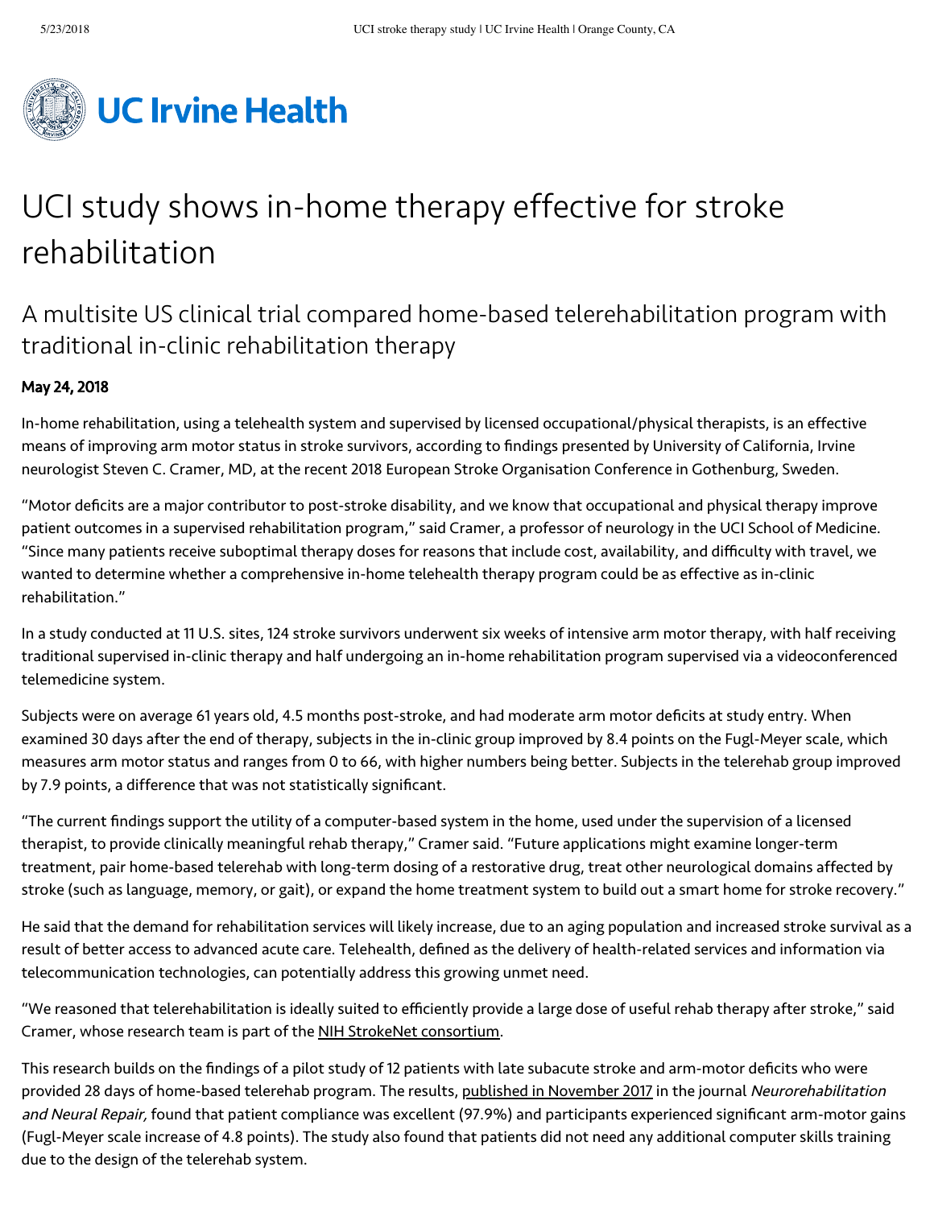# UCI study shows in-home therapy effective for stroke rehabilitation

## A multisite US clinical trial compared home-based telerehabilitation program with traditional in-clinic rehabilitation therapy

**May 24, 2018**

In-home rehabilitation, using a telehealth system and supervised by licensed occupational/physical therapists, is an effective means of improving arm motor status in stroke survivors, according to findings presented by University of California, Irvine neurologist Steven C. Cramer, MD, at the recent 2018 European Stroke Organisation Conference in Gothenburg, Sweden.

"Motor deficits are a major contributor to post-stroke disability, and we know that occupational and physical therapy improve patient outcomes in a supervised rehabilitation program," said Cramer, a professor of neurology in the UCI School of Medicine. "Since many patients receive suboptimal therapy doses for reasons that include cost, availability, and difficulty with travel, we wanted to determine whether a comprehensive in-home telehealth therapy program could be as effective as in-clinic rehabilitation."

In a study conducted at 11 U.S. sites, 124 stroke survivors underwent six weeks of intensive arm motor therapy, with half receiving traditional supervised in-clinic therapy and half undergoing an in-home rehabilitation program supervised via a videoconferenced telemedicine system.

Subjects were on average 61 years old, 4.5 months post-stroke, and had moderate arm motor deficits at study entry. When examined 30 days after the end of therapy, subjects in the in-clinic group improved by 8.4 points on the Fugl-Meyer scale, which measures arm motor status and ranges from 0 to 66, with higher numbers being better. Subjects in the telerehab group improved by 7.9 points, a difference that was not statistically significant.

"The current findings support the utility of a computer-based system in the home, used under the supervision of a licensed therapist, to provide clinically meaningful rehab therapy," Cramer said. "Future applications might examine longer-term treatment, pair home-based telerehab with long-term dosing of a restorative drug, treat other neurological domains affected by stroke (such as language, memory, or gait), or expand the home treatment system to build out a smart home for stroke recovery."

He said that the demand for rehabilitation services will likely increase, due to an aging population and increased stroke survival as a result of better access to advanced acute care. Telehealth, defined as the delivery of health-related services and information via telecommunication technologies, can potentially address this growing unmet need.

"We reasoned that telerehabilitation is ideally suited to efficiently provide a large dose of useful rehab therapy after stroke," said Cramer, whose research team is part of the NIH StrokeNet consortium.

This research builds on the findings of a pilot study of 12 patients with late subacute stroke and arm-motor deficits who were provided 28 days of home-based telerehab program. The results, published in November 2017 in the journal *Neurorehabilitation and Neural Repair,* found that patient compliance was excellent (97.9%) and participants experienced significant arm-motor gains (Fugl-Meyer scale increase of 4.8 points). The study also found that patients did not need any additional computer skills training due to the design of the telerehab system.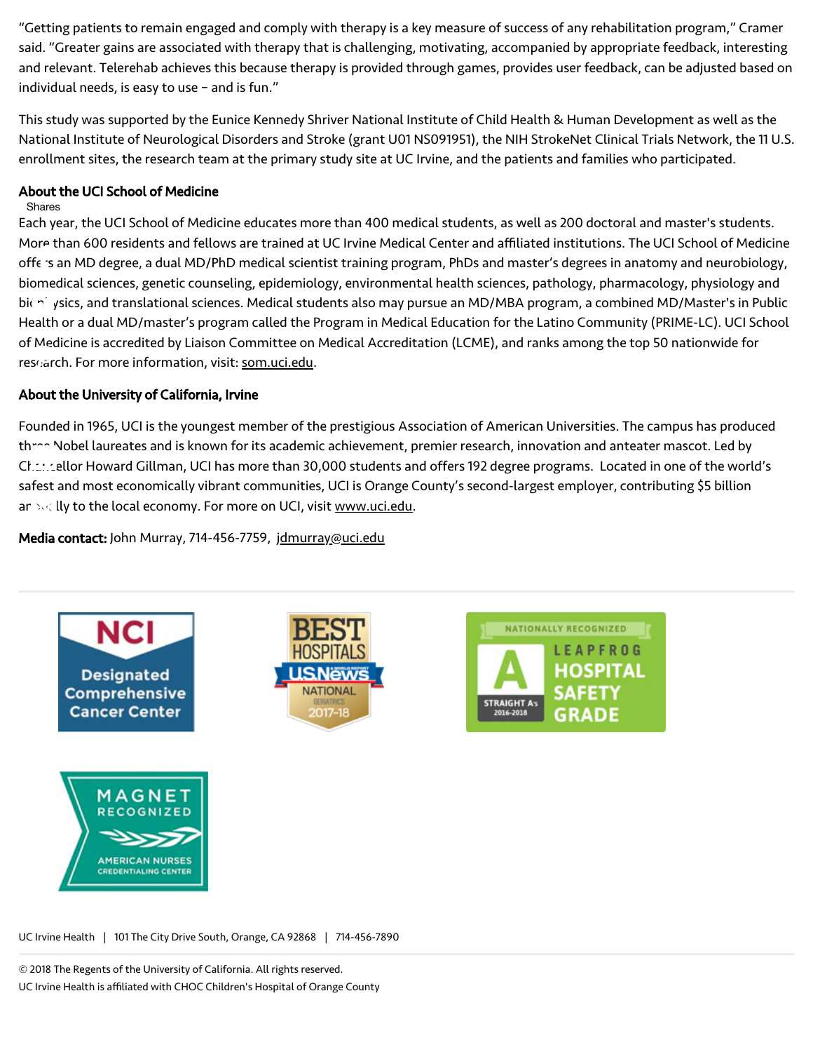"Getting patients to remain engaged and comply with therapy is a key measure of success of any rehabilitation program," Cramer said. "Greater gains are associated with therapy that is challenging, motivating, accompanied by appropriate feedback, interesting and relevant. Telerehab achieves this because therapy is provided through games, provides user feedback, can be adjusted based on individual needs, is easy to use – and is fun."

This study was supported by the Eunice Kennedy Shriver National Institute of Child Health & Human Development as well as the National Institute of Neurological Disorders and Stroke (grant U01 NS091951), the NIH StrokeNet Clinical Trials Network, the 11 U.S. enrollment sites, the research team at the primary study site at UC Irvine, and the patients and families who participated.

**About the UCI School of Medicine**

Each year, the UCI School of Medicine educates more than 400 medical students, as well as 200 doctoral and master's students. More than 600 residents and fellows are trained at UC Irvine Medical Center and affiliated institutions. The UCI School of Medicine offers an MD degree, a dual MD/PhD medical scientist training program, PhDs and master's degrees in anatomy and neurobiology, biomedical sciences, genetic counseling, epidemiology, environmental health sciences, pathology, pharmacology, physiology and biophysics, and translational sciences. Medical students also may pursue an MD/MBA program, a combined MD/Master's in Public Health or a dual MD/master's program called the Program in Medical Education for the Latino Community (PRIME-LC). UCI School of Medicine is accredited by Liaison Committee on Medical Accreditation (LCME), and ranks among the top 50 nationwide for research. For more information, visit: som.uci.edu.

**About the University of California, Irvine**

Founded in 1965, UCI is the youngest member of the prestigious Association of American Universities. The campus has produced three Nobel laureates and is known for its academic achievement, premier research, innovation and anteater mascot. Led by Chancellor Howard Gillman, UCI has more than 30,000 students and offers 192 degree programs. Located in one of the world's safest and most economically vibrant communities, UCI is Orange County's second-largest employer, contributing $5 billion annually to the local economy. For more on UCI, visit www.uci.edu.

**Media contact:** John Murray, 714-456-7759, jdmurray@uci.edu

UC Irvine Health | 101 The City Drive South, Orange, CA 92868 | 714-456-7890

© 2018 The Regents of the University of California. All rights reserved.
UC Irvine Health is affiliated with CHOC Children's Hospital of Orange County